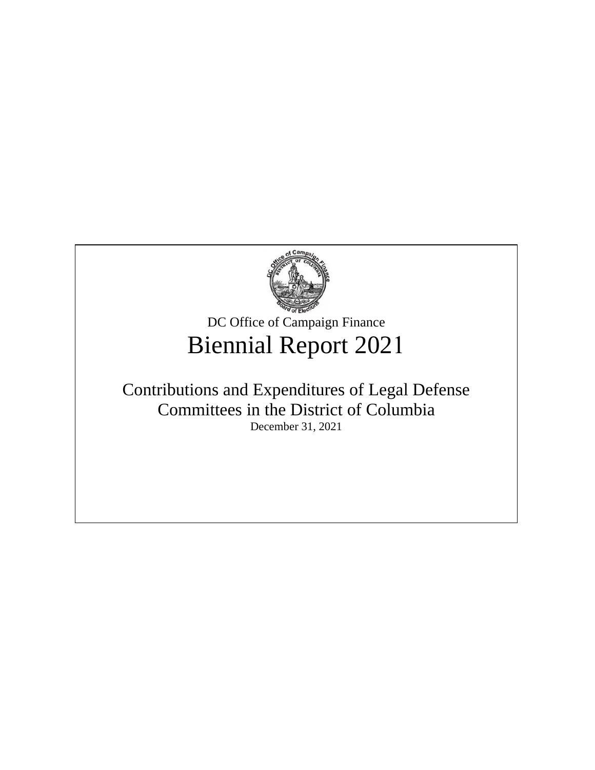DC Office of Campaign Finance

# Biennial Report 2021

## Contributions and Expenditures of Legal Defense Committees in the District of Columbia

December 31, 2021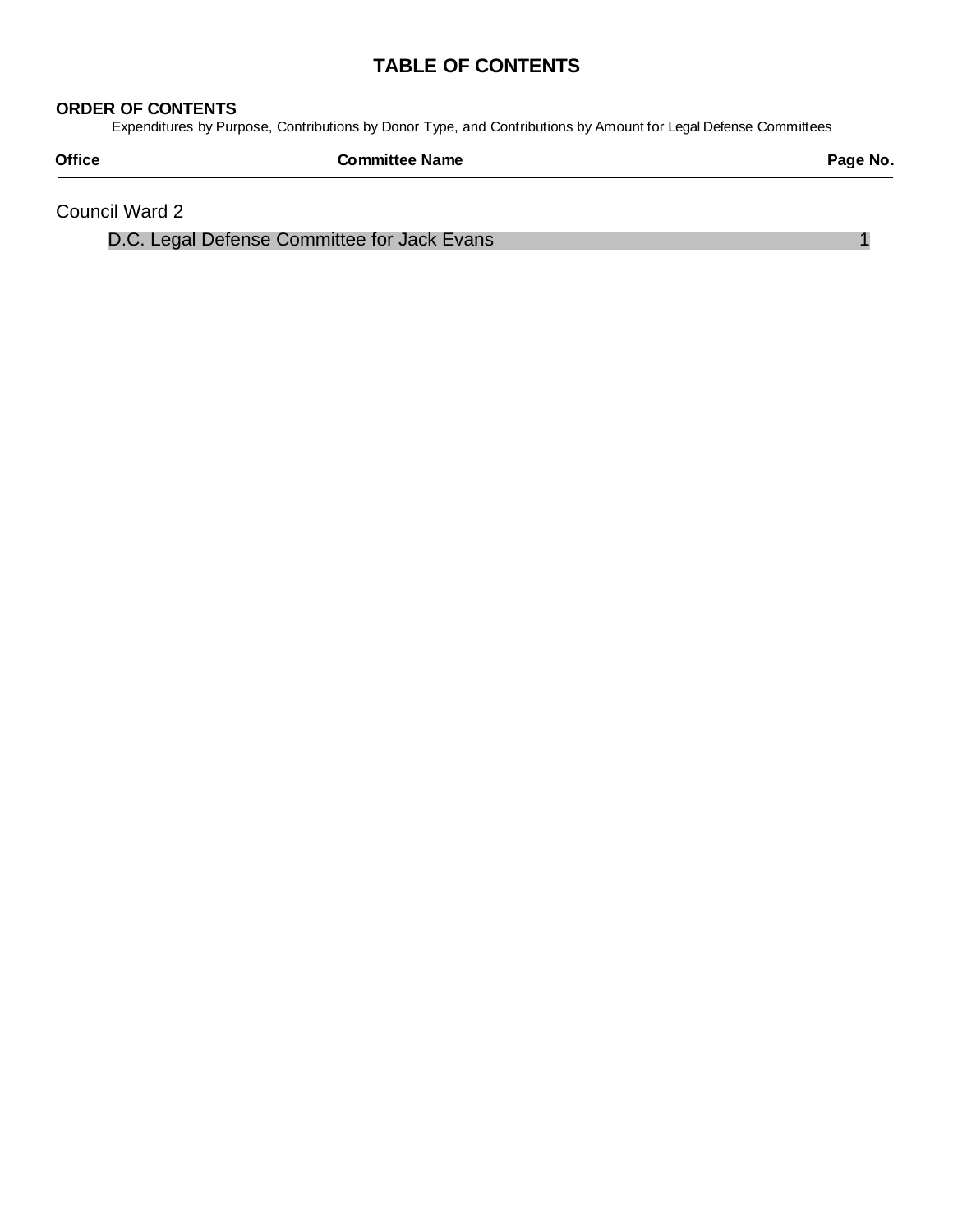# TABLE OF CONTENTS

**ORDER OF CONTENTS**

Expenditures by Purpose, Contributions by Donor Type, and Contributions by Amount for Legal Defense Committees

| Office | Committee Name | Page No. |
|---|---|---|
| Council Ward 2 | | |
| | D.C. Legal Defense Committee for Jack Evans | 1 |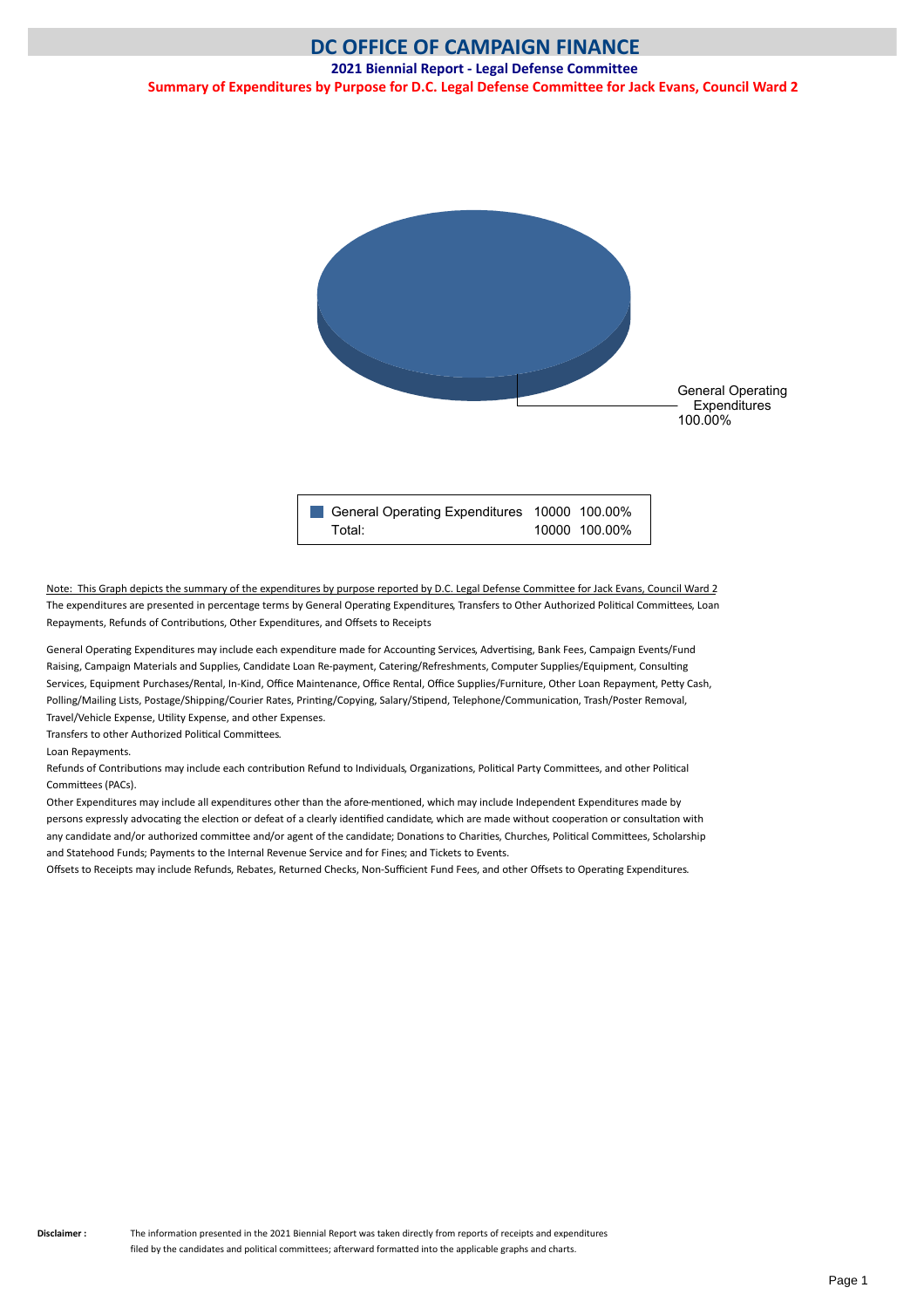# DC OFFICE OF CAMPAIGN FINANCE

## 2021 Biennial Report - Legal Defense Committee

### Summary of Expenditures by Purpose for D.C. Legal Defense Committee for Jack Evans, Council Ward 2

General Operating Expenditures
100.00%

| | | |
|---|---|---|
| General Operating Expenditures | 10000 | 100.00% |
| Total: | 10000 | 100.00% |

Note: This Graph depicts the summary of the expenditures by purpose reported by D.C. Legal Defense Committee for Jack Evans, Council Ward 2
The expenditures are presented in percentage terms by General Operating Expenditures, Transfers to Other Authorized Political Committees, Loan Repayments, Refunds of Contributions, Other Expenditures, and Offsets to Receipts

General Operating Expenditures may include each expenditure made for Accounting Services, Advertising, Bank Fees, Campaign Events/Fund Raising, Campaign Materials and Supplies, Candidate Loan Re-payment, Catering/Refreshments, Computer Supplies/Equipment, Consulting Services, Equipment Purchases/Rental, In-Kind, Office Maintenance, Office Rental, Office Supplies/Furniture, Other Loan Repayment, Petty Cash, Polling/Mailing Lists, Postage/Shipping/Courier Rates, Printing/Copying, Salary/Stipend, Telephone/Communication, Trash/Poster Removal, Travel/Vehicle Expense, Utility Expense, and other Expenses.

Transfers to other Authorized Political Committees.

Loan Repayments.

Refunds of Contributions may include each contribution Refund to Individuals, Organizations, Political Party Committees, and other Political Committees (PACs).

Other Expenditures may include all expenditures other than the afore-mentioned, which may include Independent Expenditures made by persons expressly advocating the election or defeat of a clearly identified candidate, which are made without cooperation or consultation with any candidate and/or authorized committee and/or agent of the candidate; Donations to Charities, Churches, Political Committees, Scholarship and Statehood Funds; Payments to the Internal Revenue Service and for Fines; and Tickets to Events.

Offsets to Receipts may include Refunds, Rebates, Returned Checks, Non-Sufficient Fund Fees, and other Offsets to Operating Expenditures.

**Disclaimer :** The information presented in the 2021 Biennial Report was taken directly from reports of receipts and expenditures filed by the candidates and political committees; afterward formatted into the applicable graphs and charts.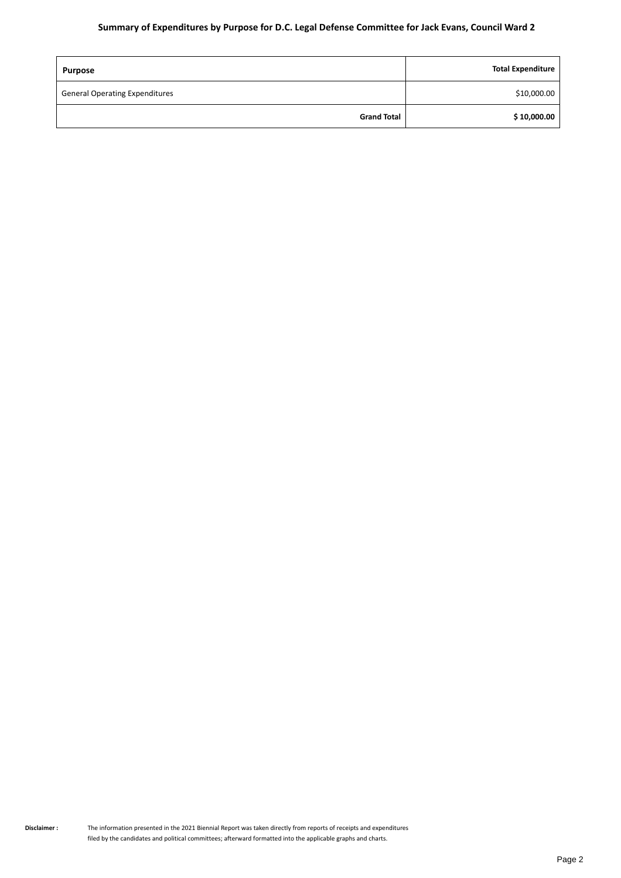## Summary of Expenditures by Purpose for D.C. Legal Defense Committee for Jack Evans, Council Ward 2

| Purpose | Total Expenditure |
|---|---|
| General Operating Expenditures | $10,000.00 |
| **Grand Total** | **$ 10,000.00** |

**Disclaimer :** The information presented in the 2021 Biennial Report was taken directly from reports of receipts and expenditures filed by the candidates and political committees; afterward formatted into the applicable graphs and charts.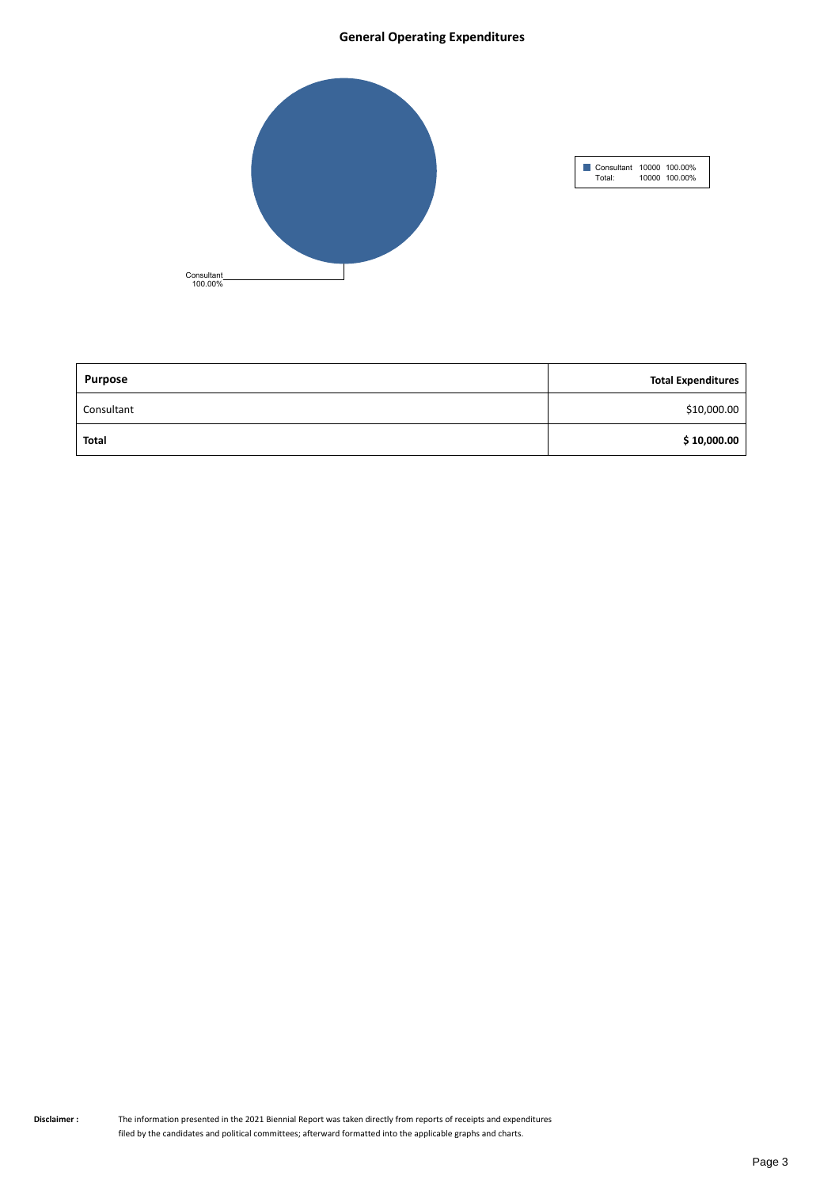## General Operating Expenditures

| | | |
|---|---|---|
| Consultant | 10000 | 100.00% |
| Total: | 10000 | 100.00% |

Consultant
100.00%

| Purpose | Total Expenditures |
|---|---|
| Consultant | $10,000.00 |
| **Total** | **$ 10,000.00** |

**Disclaimer :** The information presented in the 2021 Biennial Report was taken directly from reports of receipts and expenditures filed by the candidates and political committees; afterward formatted into the applicable graphs and charts.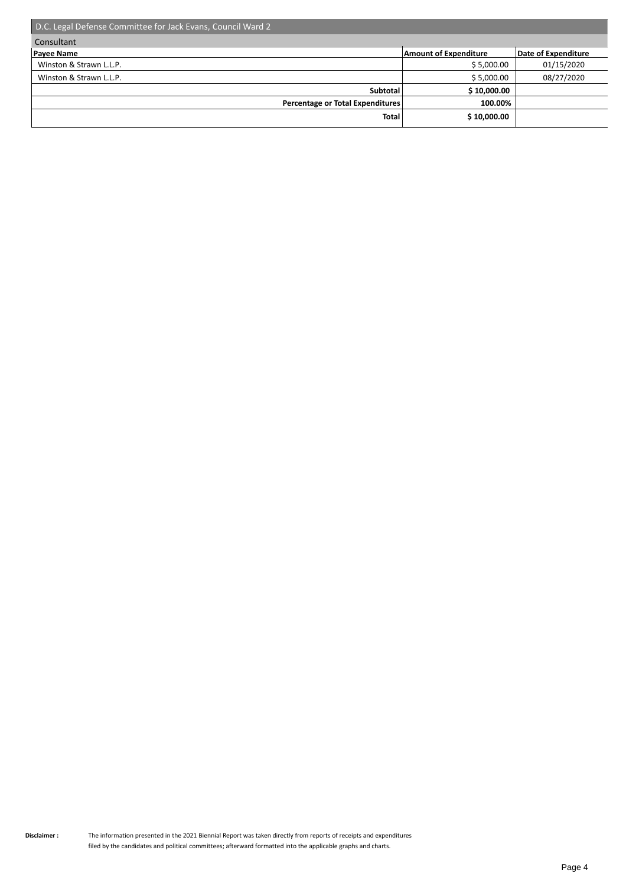## D.C. Legal Defense Committee for Jack Evans, Council Ward 2

### Consultant

| Payee Name | Amount of Expenditure | Date of Expenditure |
| --- | --- | --- |
| Winston & Strawn L.L.P. | $ 5,000.00 | 01/15/2020 |
| Winston & Strawn L.L.P. | $ 5,000.00 | 08/27/2020 |
| **Subtotal** | **$ 10,000.00** | |
| **Percentage or Total Expenditures** | **100.00%** | |
| **Total** | **$ 10,000.00** | |

**Disclaimer :** The information presented in the 2021 Biennial Report was taken directly from reports of receipts and expenditures filed by the candidates and political committees; afterward formatted into the applicable graphs and charts.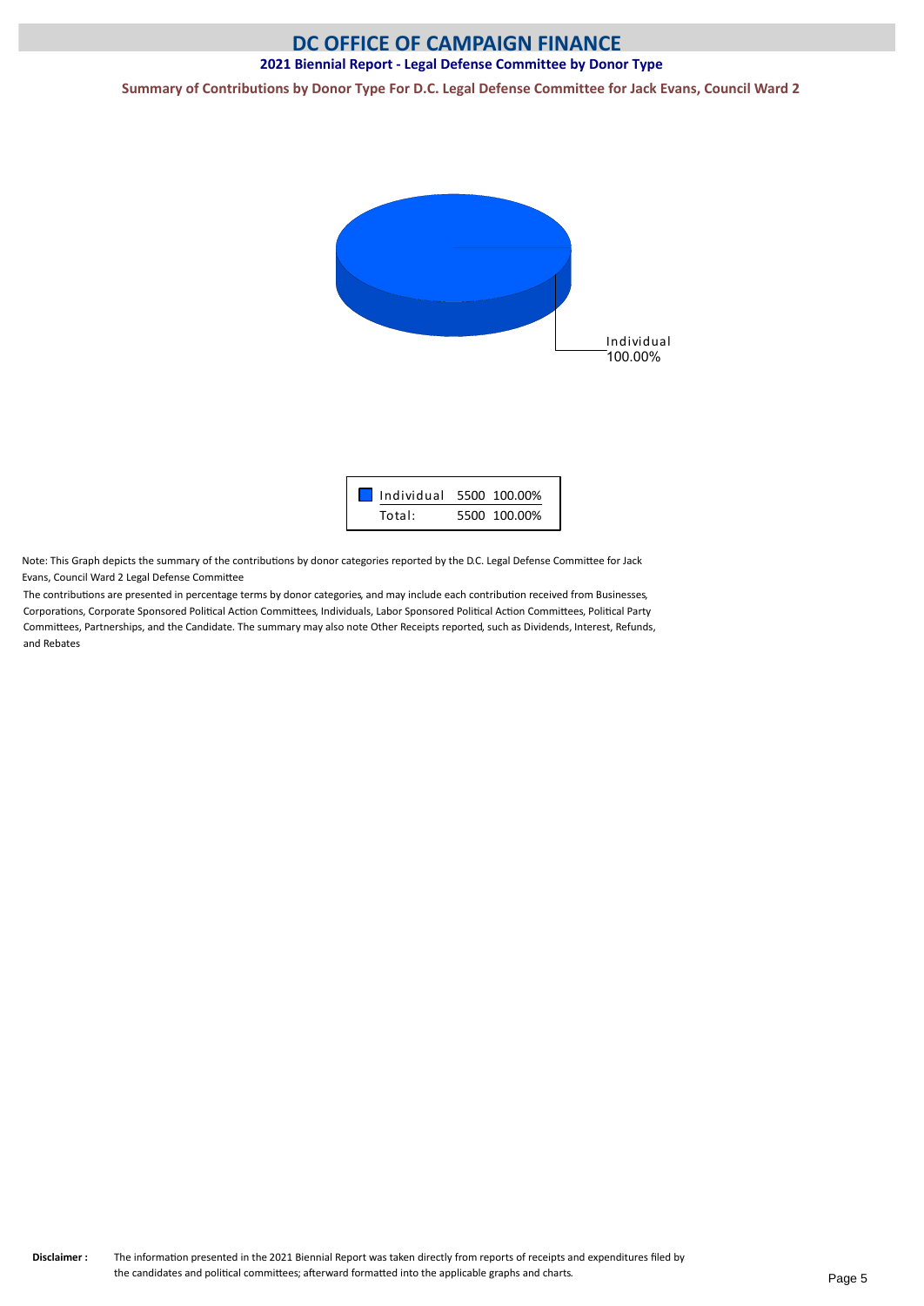# DC OFFICE OF CAMPAIGN FINANCE

## 2021 Biennial Report - Legal Defense Committee by Donor Type

### Summary of Contributions by Donor Type For D.C. Legal Defense Committee for Jack Evans, Council Ward 2

Individual
100.00%

| | | |
|---|---|---|
| Individual | 5500 | 100.00% |
| Total: | 5500 | 100.00% |

Note: This Graph depicts the summary of the contributions by donor categories reported by the D.C. Legal Defense Committee for Jack Evans, Council Ward 2 Legal Defense Committee

The contributions are presented in percentage terms by donor categories, and may include each contribution received from Businesses, Corporations, Corporate Sponsored Political Action Committees, Individuals, Labor Sponsored Political Action Committees, Political Party Committees, Partnerships, and the Candidate. The summary may also note Other Receipts reported, such as Dividends, Interest, Refunds, and Rebates

**Disclaimer :** The information presented in the 2021 Biennial Report was taken directly from reports of receipts and expenditures filed by the candidates and political committees; afterward formatted into the applicable graphs and charts.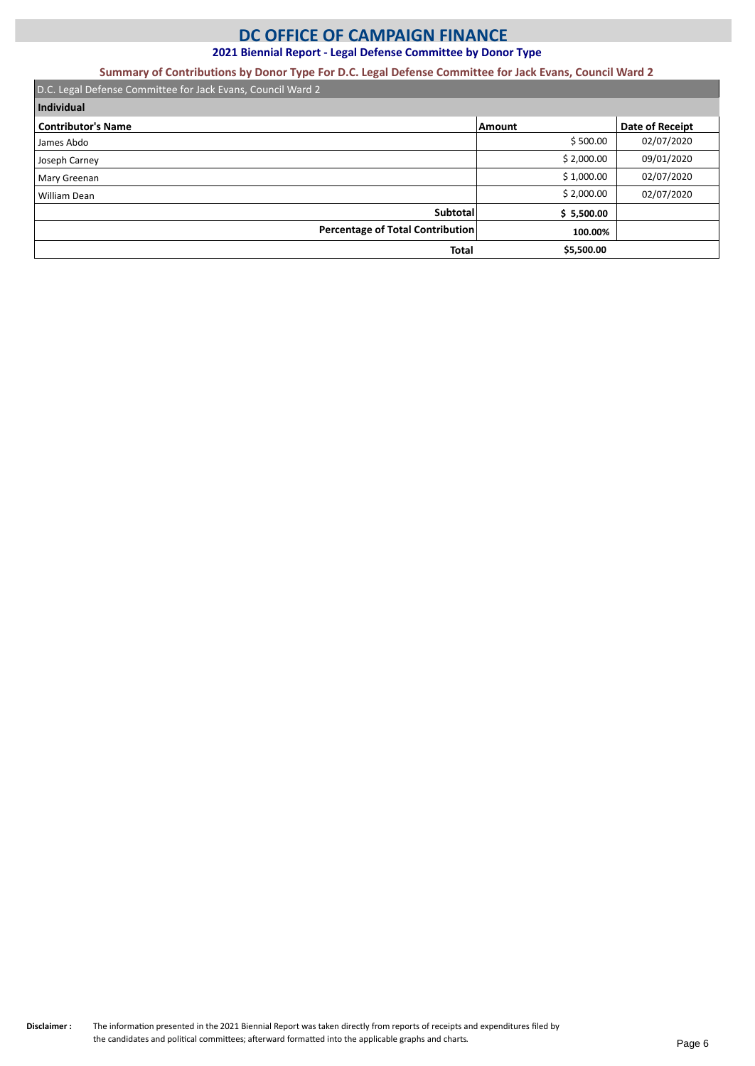# DC OFFICE OF CAMPAIGN FINANCE

## 2021 Biennial Report - Legal Defense Committee by Donor Type

### Summary of Contributions by Donor Type For D.C. Legal Defense Committee for Jack Evans, Council Ward 2

D.C. Legal Defense Committee for Jack Evans, Council Ward 2

**Individual**

| Contributor's Name | Amount | Date of Receipt |
|---|---|---|
| James Abdo | $ 500.00 | 02/07/2020 |
| Joseph Carney | $ 2,000.00 | 09/01/2020 |
| Mary Greenan | $ 1,000.00 | 02/07/2020 |
| William Dean | $ 2,000.00 | 02/07/2020 |
| **Subtotal** | **$ 5,500.00** | |
| **Percentage of Total Contribution** | **100.00%** | |
| **Total** | **$5,500.00** | |

**Disclaimer :** The information presented in the 2021 Biennial Report was taken directly from reports of receipts and expenditures filed by the candidates and political committees; afterward formatted into the applicable graphs and charts.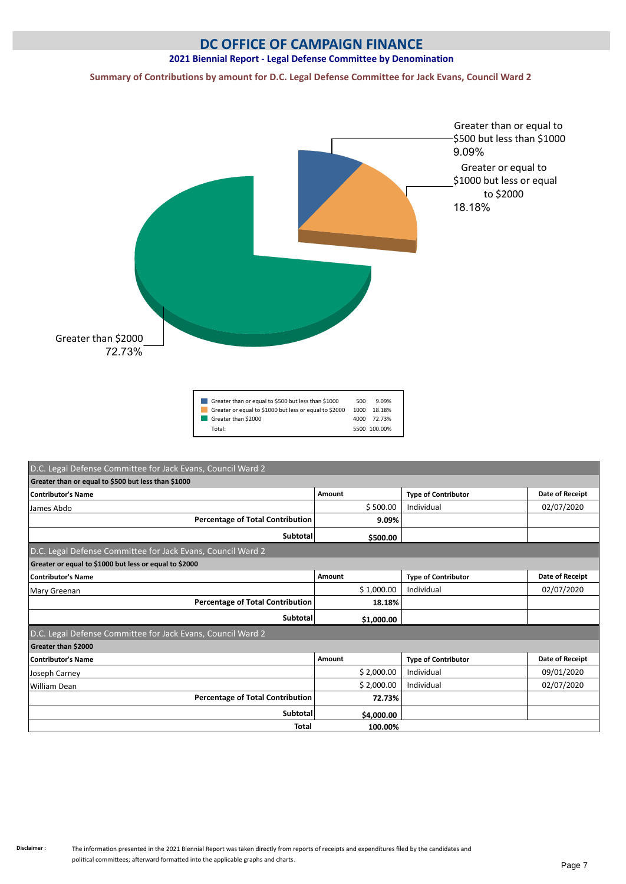# DC OFFICE OF CAMPAIGN FINANCE

## 2021 Biennial Report - Legal Defense Committee by Denomination

### Summary of Contributions by amount for D.C. Legal Defense Committee for Jack Evans, Council Ward 2

Greater than or equal to $500 but less than $1000
9.09%

Greater or equal to $1000 but less or equal to $2000
18.18%

Greater than $2000
72.73%

Greater than or equal to $500 but less than $1000 500 9.09%
Greater or equal to $1000 but less or equal to $2000 1000 18.18%
Greater than $2000 4000 72.73%
Total: 5500 100.00%

| D.C. Legal Defense Committee for Jack Evans, Council Ward 2 | | | |
|---|---|---|---|
| **Greater than or equal to $500 but less than $1000** | | | |
| **Contributor's Name** | **Amount** | **Type of Contributor** | **Date of Receipt** |
| James Abdo | $ 500.00 | Individual | 02/07/2020 |
| **Percentage of Total Contribution** | **9.09%** | | |
| **Subtotal** | **$500.00** | | |

| D.C. Legal Defense Committee for Jack Evans, Council Ward 2 | | | |
|---|---|---|---|
| **Greater or equal to $1000 but less or equal to $2000** | | | |
| **Contributor's Name** | **Amount** | **Type of Contributor** | **Date of Receipt** |
| Mary Greenan | $ 1,000.00 | Individual | 02/07/2020 |
| **Percentage of Total Contribution** | **18.18%** | | |
| **Subtotal** | **$1,000.00** | | |

| D.C. Legal Defense Committee for Jack Evans, Council Ward 2 | | | |
|---|---|---|---|
| **Greater than $2000** | | | |
| **Contributor's Name** | **Amount** | **Type of Contributor** | **Date of Receipt** |
| Joseph Carney | $ 2,000.00 | Individual | 09/01/2020 |
| William Dean | $ 2,000.00 | Individual | 02/07/2020 |
| **Percentage of Total Contribution** | **72.73%** | | |
| **Subtotal** | **$4,000.00** | | |
| **Total** | **100.00%** | | |

**Disclaimer :** The information presented in the 2021 Biennial Report was taken directly from reports of receipts and expenditures filed by the candidates and political committees; afterward formatted into the applicable graphs and charts.